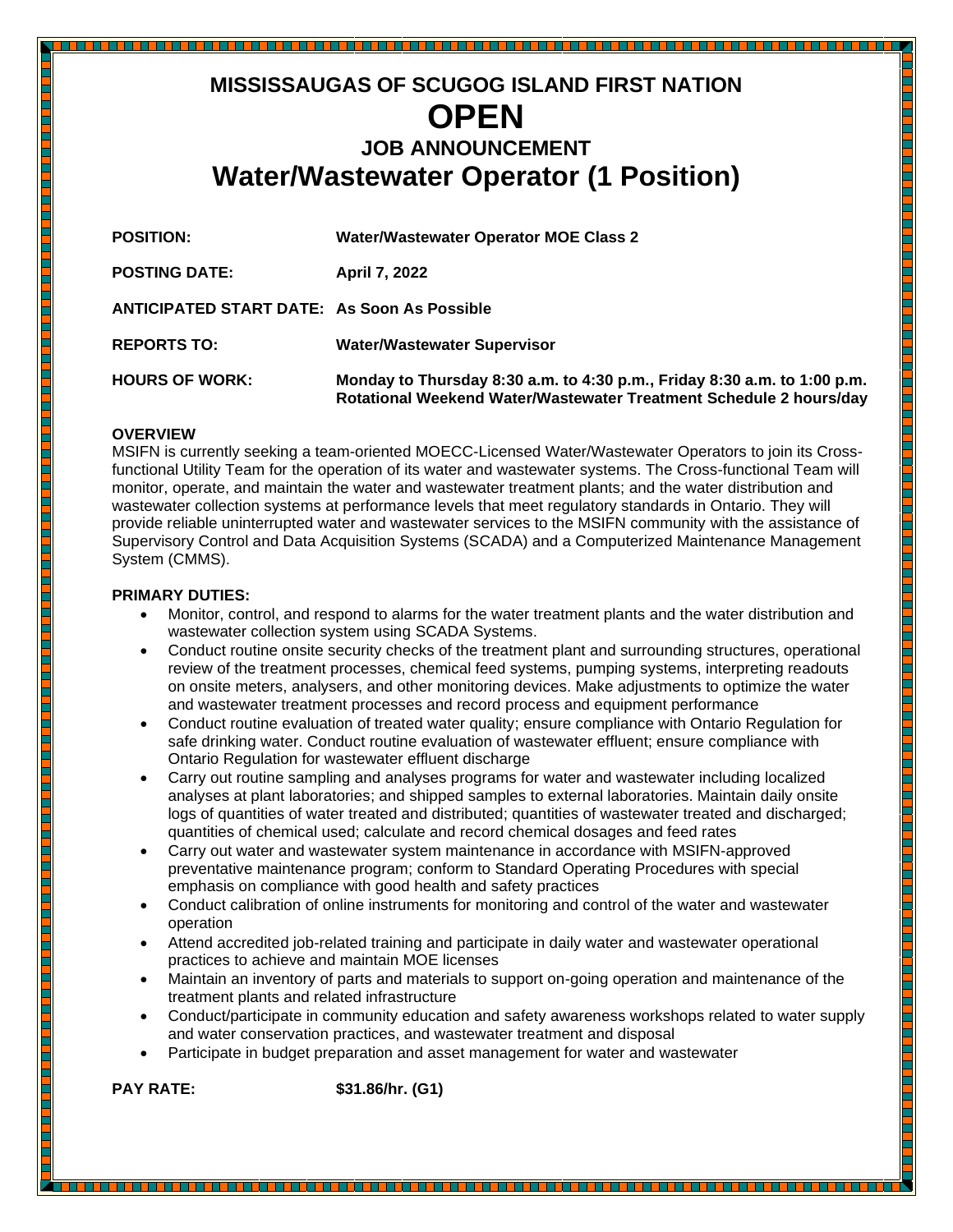# MISSISSAUGAS OF SCUGOG ISLAND FIRST NATION

# OPEN

## JOB ANNOUNCEMENT

# Water/Wastewater Operator (1 Position)

**POSITION:** **Water/Wastewater Operator MOE Class 2**

**POSTING DATE:** **April 7, 2022**

**ANTICIPATED START DATE:** **As Soon As Possible**

**REPORTS TO:** **Water/Wastewater Supervisor**

**HOURS OF WORK:** **Monday to Thursday 8:30 a.m. to 4:30 p.m., Friday 8:30 a.m. to 1:00 p.m. Rotational Weekend Water/Wastewater Treatment Schedule 2 hours/day**

**OVERVIEW**

MSIFN is currently seeking a team-oriented MOECC-Licensed Water/Wastewater Operators to join its Cross-functional Utility Team for the operation of its water and wastewater systems. The Cross-functional Team will monitor, operate, and maintain the water and wastewater treatment plants; and the water distribution and wastewater collection systems at performance levels that meet regulatory standards in Ontario. They will provide reliable uninterrupted water and wastewater services to the MSIFN community with the assistance of Supervisory Control and Data Acquisition Systems (SCADA) and a Computerized Maintenance Management System (CMMS).

**PRIMARY DUTIES:**

- Monitor, control, and respond to alarms for the water treatment plants and the water distribution and wastewater collection system using SCADA Systems.
- Conduct routine onsite security checks of the treatment plant and surrounding structures, operational review of the treatment processes, chemical feed systems, pumping systems, interpreting readouts on onsite meters, analysers, and other monitoring devices. Make adjustments to optimize the water and wastewater treatment processes and record process and equipment performance
- Conduct routine evaluation of treated water quality; ensure compliance with Ontario Regulation for safe drinking water. Conduct routine evaluation of wastewater effluent; ensure compliance with Ontario Regulation for wastewater effluent discharge
- Carry out routine sampling and analyses programs for water and wastewater including localized analyses at plant laboratories; and shipped samples to external laboratories. Maintain daily onsite logs of quantities of water treated and distributed; quantities of wastewater treated and discharged; quantities of chemical used; calculate and record chemical dosages and feed rates
- Carry out water and wastewater system maintenance in accordance with MSIFN-approved preventative maintenance program; conform to Standard Operating Procedures with special emphasis on compliance with good health and safety practices
- Conduct calibration of online instruments for monitoring and control of the water and wastewater operation
- Attend accredited job-related training and participate in daily water and wastewater operational practices to achieve and maintain MOE licenses
- Maintain an inventory of parts and materials to support on-going operation and maintenance of the treatment plants and related infrastructure
- Conduct/participate in community education and safety awareness workshops related to water supply and water conservation practices, and wastewater treatment and disposal
- Participate in budget preparation and asset management for water and wastewater

**PAY RATE:** **$31.86/hr. (G1)**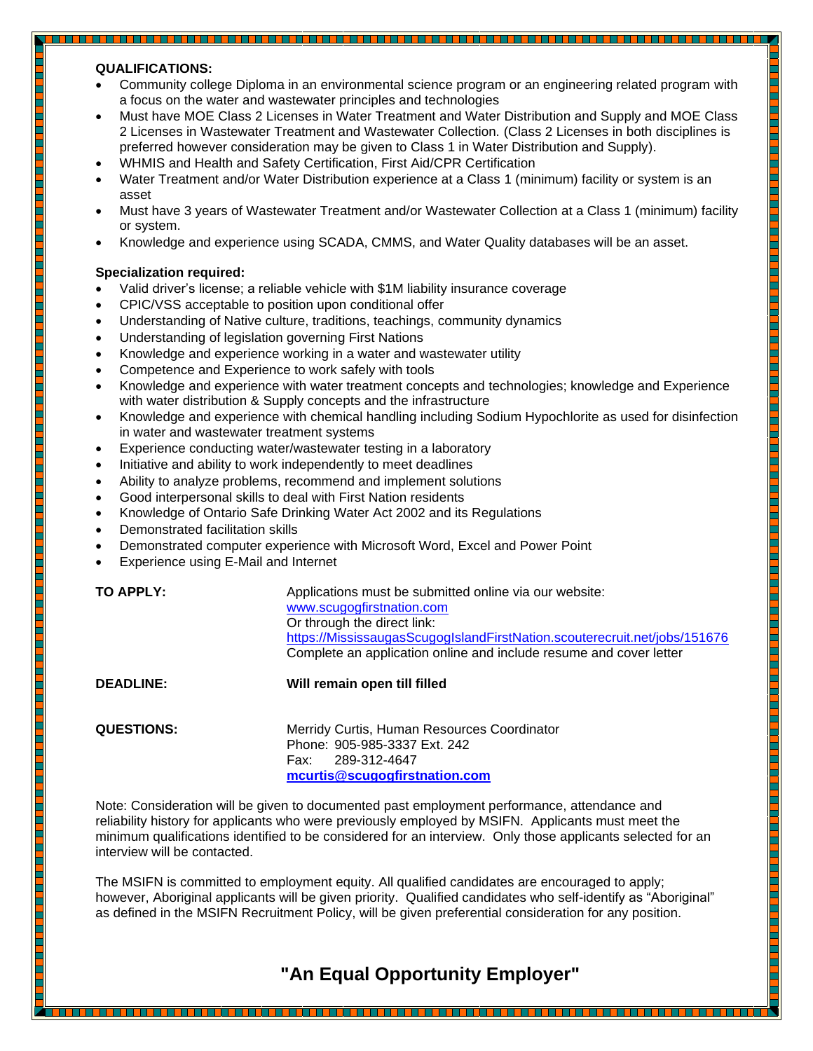**QUALIFICATIONS:**

- Community college Diploma in an environmental science program or an engineering related program with a focus on the water and wastewater principles and technologies
- Must have MOE Class 2 Licenses in Water Treatment and Water Distribution and Supply and MOE Class 2 Licenses in Wastewater Treatment and Wastewater Collection. (Class 2 Licenses in both disciplines is preferred however consideration may be given to Class 1 in Water Distribution and Supply).
- WHMIS and Health and Safety Certification, First Aid/CPR Certification
- Water Treatment and/or Water Distribution experience at a Class 1 (minimum) facility or system is an asset
- Must have 3 years of Wastewater Treatment and/or Wastewater Collection at a Class 1 (minimum) facility or system.
- Knowledge and experience using SCADA, CMMS, and Water Quality databases will be an asset.

**Specialization required:**

- Valid driver's license; a reliable vehicle with $1M liability insurance coverage
- CPIC/VSS acceptable to position upon conditional offer
- Understanding of Native culture, traditions, teachings, community dynamics
- Understanding of legislation governing First Nations
- Knowledge and experience working in a water and wastewater utility
- Competence and Experience to work safely with tools
- Knowledge and experience with water treatment concepts and technologies; knowledge and Experience with water distribution & Supply concepts and the infrastructure
- Knowledge and experience with chemical handling including Sodium Hypochlorite as used for disinfection in water and wastewater treatment systems
- Experience conducting water/wastewater testing in a laboratory
- Initiative and ability to work independently to meet deadlines
- Ability to analyze problems, recommend and implement solutions
- Good interpersonal skills to deal with First Nation residents
- Knowledge of Ontario Safe Drinking Water Act 2002 and its Regulations
- Demonstrated facilitation skills
- Demonstrated computer experience with Microsoft Word, Excel and Power Point
- Experience using E-Mail and Internet

**TO APPLY:** Applications must be submitted online via our website:
www.scugogfirstnation.com
Or through the direct link:
https://MississaugasScugogIslandFirstNation.scouterecruit.net/jobs/151676
Complete an application online and include resume and cover letter

**DEADLINE:** **Will remain open till filled**

**QUESTIONS:** Merridy Curtis, Human Resources Coordinator
Phone: 905-985-3337 Ext. 242
Fax: 289-312-4647
**mcurtis@scugogfirstnation.com**

Note: Consideration will be given to documented past employment performance, attendance and reliability history for applicants who were previously employed by MSIFN. Applicants must meet the minimum qualifications identified to be considered for an interview. Only those applicants selected for an interview will be contacted.

The MSIFN is committed to employment equity. All qualified candidates are encouraged to apply; however, Aboriginal applicants will be given priority. Qualified candidates who self-identify as "Aboriginal" as defined in the MSIFN Recruitment Policy, will be given preferential consideration for any position.

## "An Equal Opportunity Employer"